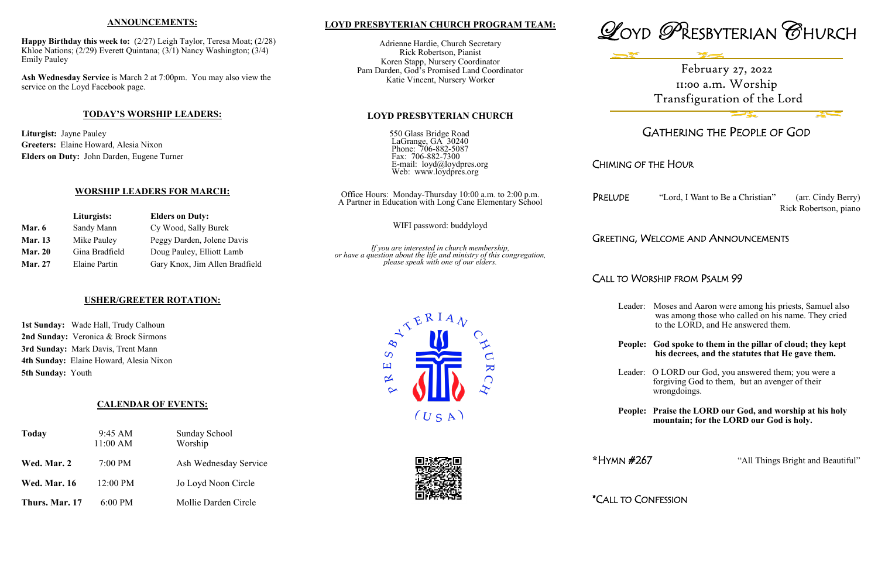## ANNOUNCEMENTS:

**Happy Birthday this week to:** (2/27) Leigh Taylor, Teresa Moat; (2/28) Khloe Nations; (2/29) Everett Quintana; (3/1) Nancy Washington; (3/4) Emily Pauley

**Ash Wednesday Service** is March 2 at 7:00pm. You may also view the service on the Loyd Facebook page.

## TODAY'S WORSHIP LEADERS:

**Liturgist:** Jayne Pauley
**Greeters:** Elaine Howard, Alesia Nixon
**Elders on Duty:** John Darden, Eugene Turner

## WORSHIP LEADERS FOR MARCH:

| | Liturgists: | Elders on Duty: |
|---|---|---|
| **Mar. 6** | Sandy Mann | Cy Wood, Sally Burek |
| **Mar. 13** | Mike Pauley | Peggy Darden, Jolene Davis |
| **Mar. 20** | Gina Bradfield | Doug Pauley, Elliott Lamb |
| **Mar. 27** | Elaine Partin | Gary Knox, Jim Allen Bradfield |

## USHER/GREETER ROTATION:

**1st Sunday:** Wade Hall, Trudy Calhoun
**2nd Sunday:** Veronica & Brock Sirmons
**3rd Sunday:** Mark Davis, Trent Mann
**4th Sunday:** Elaine Howard, Alesia Nixon
**5th Sunday:** Youth

## CALENDAR OF EVENTS:

| | | |
|---|---|---|
| **Today** | 9:45 AM<br>11:00 AM | Sunday School<br>Worship |
| **Wed. Mar. 2** | 7:00 PM | Ash Wednesday Service |
| **Wed. Mar. 16** | 12:00 PM | Jo Loyd Noon Circle |
| **Thurs. Mar. 17** | 6:00 PM | Mollie Darden Circle |

## LOYD PRESBYTERIAN CHURCH PROGRAM TEAM:

Adrienne Hardie, Church Secretary
Rick Robertson, Pianist
Koren Stapp, Nursery Coordinator
Pam Darden, God's Promised Land Coordinator
Katie Vincent, Nursery Worker

## LOYD PRESBYTERIAN CHURCH

550 Glass Bridge Road
LaGrange, GA 30240
Phone: 706-882-5087
Fax: 706-882-7300
E-mail: loyd@loydpres.org
Web: www.loydpres.org

Office Hours: Monday-Thursday 10:00 a.m. to 2:00 p.m.
A Partner in Education with Long Cane Elementary School

WIFI password: buddyloyd

*If you are interested in church membership, or have a question about the life and ministry of this congregation, please speak with one of our elders.*

PRESBYTERIAN CHURCH (USA)

# Loyd Presbyterian Church

February 27, 2022
11:00 a.m. Worship
Transfiguration of the Lord

## Gathering the People of God

### Chiming of the Hour

**Prelude** "Lord, I Want to Be a Christian" (arr. Cindy Berry)
Rick Robertson, piano

### Greeting, Welcome and Announcements

### Call to Worship from Psalm 99

Leader: Moses and Aaron were among his priests, Samuel also was among those who called on his name. They cried to the LORD, and He answered them.

**People: God spoke to them in the pillar of cloud; they kept his decrees, and the statutes that He gave them.**

Leader: O LORD our God, you answered them; you were a forgiving God to them, but an avenger of their wrongdoings.

**People: Praise the LORD our God, and worship at his holy mountain; for the LORD our God is holy.**

*Hymn #267 "All Things Bright and Beautiful"

*Call to Confession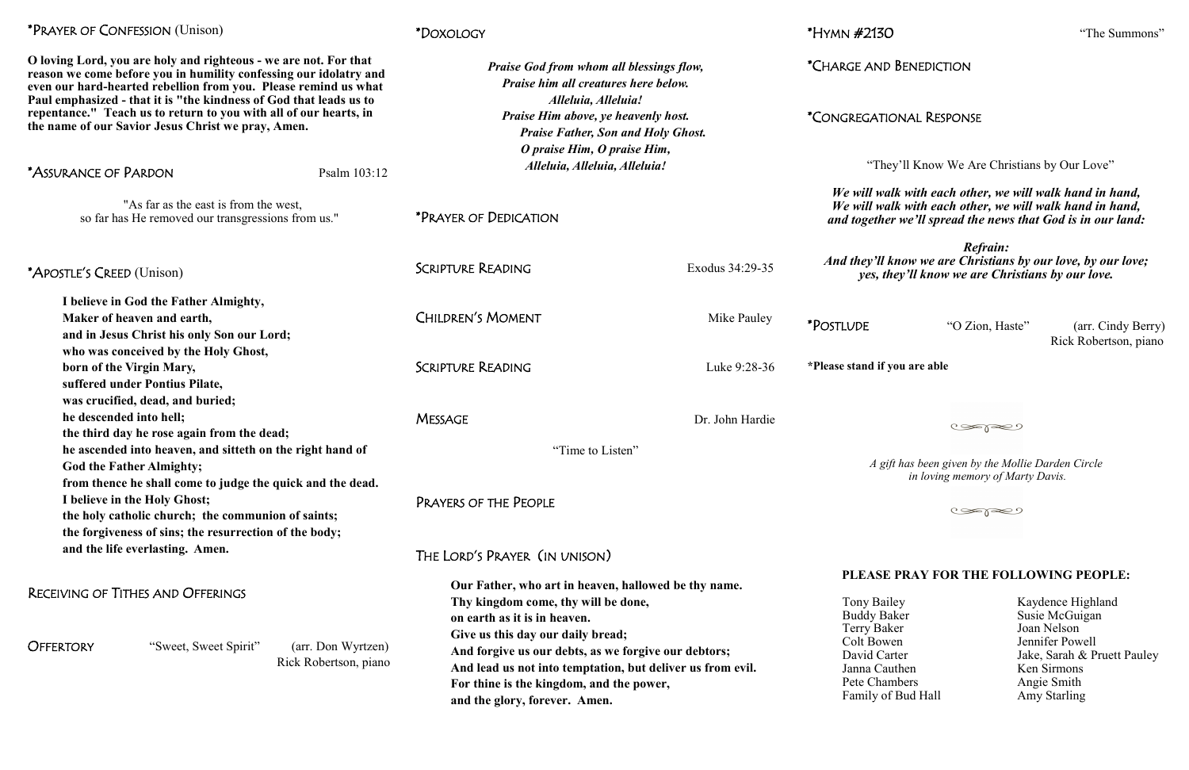## *Prayer of Confession (Unison)

**O loving Lord, you are holy and righteous - we are not. For that reason we come before you in humility confessing our idolatry and even our hard-hearted rebellion from you. Please remind us what Paul emphasized - that it is "the kindness of God that leads us to repentance." Teach us to return to you with all of our hearts, in the name of our Savior Jesus Christ we pray, Amen.**

## *Assurance of Pardon — Psalm 103:12

"As far as the east is from the west,
so far has He removed our transgressions from us."

## *Apostle's Creed (Unison)

**I believe in God the Father Almighty,
Maker of heaven and earth,
and in Jesus Christ his only Son our Lord;
who was conceived by the Holy Ghost,
born of the Virgin Mary,
suffered under Pontius Pilate,
was crucified, dead, and buried;
he descended into hell;
the third day he rose again from the dead;
he ascended into heaven, and sitteth on the right hand of God the Father Almighty;
from thence he shall come to judge the quick and the dead.
I believe in the Holy Ghost;
the holy catholic church; the communion of saints;
the forgiveness of sins; the resurrection of the body;
and the life everlasting. Amen.**

## Receiving of Tithes and Offerings

## Offertory — "Sweet, Sweet Spirit" (arr. Don Wyrtzen)

Rick Robertson, piano

## *Doxology

***Praise God from whom all blessings flow,
Praise him all creatures here below.
Alleluia, Alleluia!
Praise Him above, ye heavenly host.
Praise Father, Son and Holy Ghost.
O praise Him, O praise Him,
Alleluia, Alleluia, Alleluia!***

## *Prayer of Dedication

## Scripture Reading — Exodus 34:29-35

## Children's Moment — Mike Pauley

## Scripture Reading — Luke 9:28-36

## Message — Dr. John Hardie

"Time to Listen"

## Prayers of the People

## The Lord's Prayer (in unison)

**Our Father, who art in heaven, hallowed be thy name.
Thy kingdom come, thy will be done,
on earth as it is in heaven.
Give us this day our daily bread;
And forgive us our debts, as we forgive our debtors;
And lead us not into temptation, but deliver us from evil.
For thine is the kingdom, and the power,
and the glory, forever. Amen.**

## *Hymn #2130 — "The Summons"

## *Charge and Benediction

## *Congregational Response

"They'll Know We Are Christians by Our Love"

***We will walk with each other, we will walk hand in hand,
We will walk with each other, we will walk hand in hand,
and together we'll spread the news that God is in our land:***

***Refrain:
And they'll know we are Christians by our love, by our love;
yes, they'll know we are Christians by our love.***

## *Postlude — "O Zion, Haste" (arr. Cindy Berry)

Rick Robertson, piano

**\*Please stand if you are able**

*A gift has been given by the Mollie Darden Circle in loving memory of Marty Davis.*

### PLEASE PRAY FOR THE FOLLOWING PEOPLE:

Tony Bailey
Buddy Baker
Terry Baker
Colt Bowen
David Carter
Janna Cauthen
Pete Chambers
Family of Bud Hall
Kaydence Highland
Susie McGuigan
Joan Nelson
Jennifer Powell
Jake, Sarah & Pruett Pauley
Ken Sirmons
Angie Smith
Amy Starling